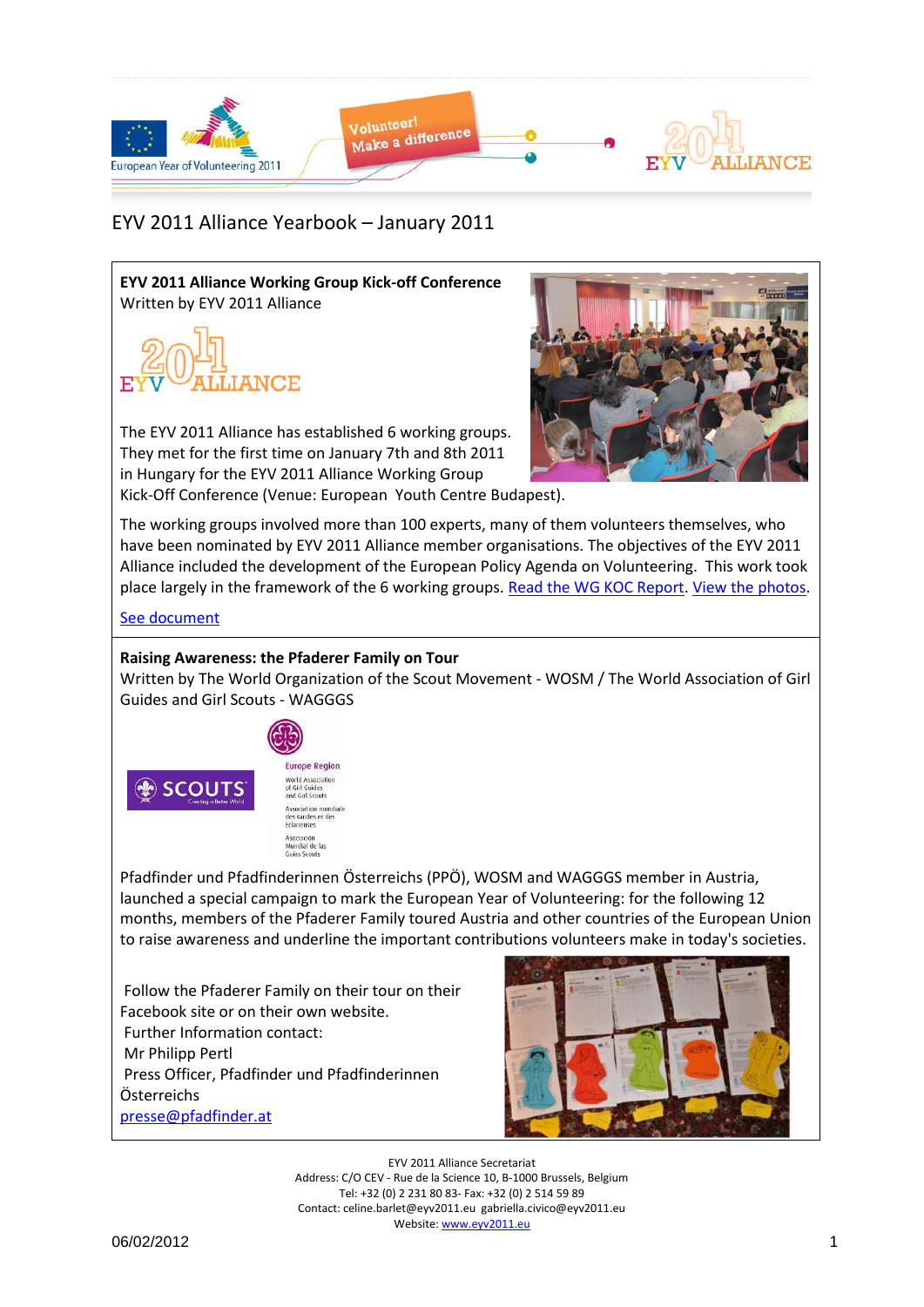# EYV 2011 Alliance Yearbook – January 2011

## EYV 2011 Alliance Working Group Kick-off Conference

Written by EYV 2011 Alliance

The EYV 2011 Alliance has established 6 working groups. They met for the first time on January 7th and 8th 2011 in Hungary for the EYV 2011 Alliance Working Group Kick-Off Conference (Venue: European Youth Centre Budapest).

The working groups involved more than 100 experts, many of them volunteers themselves, who have been nominated by EYV 2011 Alliance member organisations. The objectives of the EYV 2011 Alliance included the development of the European Policy Agenda on Volunteering. This work took place largely in the framework of the 6 working groups. Read the WG KOC Report. View the photos.

See document

## Raising Awareness: the Pfaderer Family on Tour

Written by The World Organization of the Scout Movement - WOSM / The World Association of Girl Guides and Girl Scouts - WAGGGS

Pfadfinder und Pfadfinderinnen Österreichs (PPÖ), WOSM and WAGGGS member in Austria, launched a special campaign to mark the European Year of Volunteering: for the following 12 months, members of the Pfaderer Family toured Austria and other countries of the European Union to raise awareness and underline the important contributions volunteers make in today's societies.

Follow the Pfaderer Family on their tour on their Facebook site or on their own website.
Further Information contact:
Mr Philipp Pertl
Press Officer, Pfadfinder und Pfadfinderinnen Österreichs
presse@pfadfinder.at

EYV 2011 Alliance Secretariat
Address: C/O CEV - Rue de la Science 10, B-1000 Brussels, Belgium
Tel: +32 (0) 2 231 80 83- Fax: +32 (0) 2 514 59 89
Contact: celine.barlet@eyv2011.eu gabriella.civico@eyv2011.eu
Website: www.eyv2011.eu

06/02/2012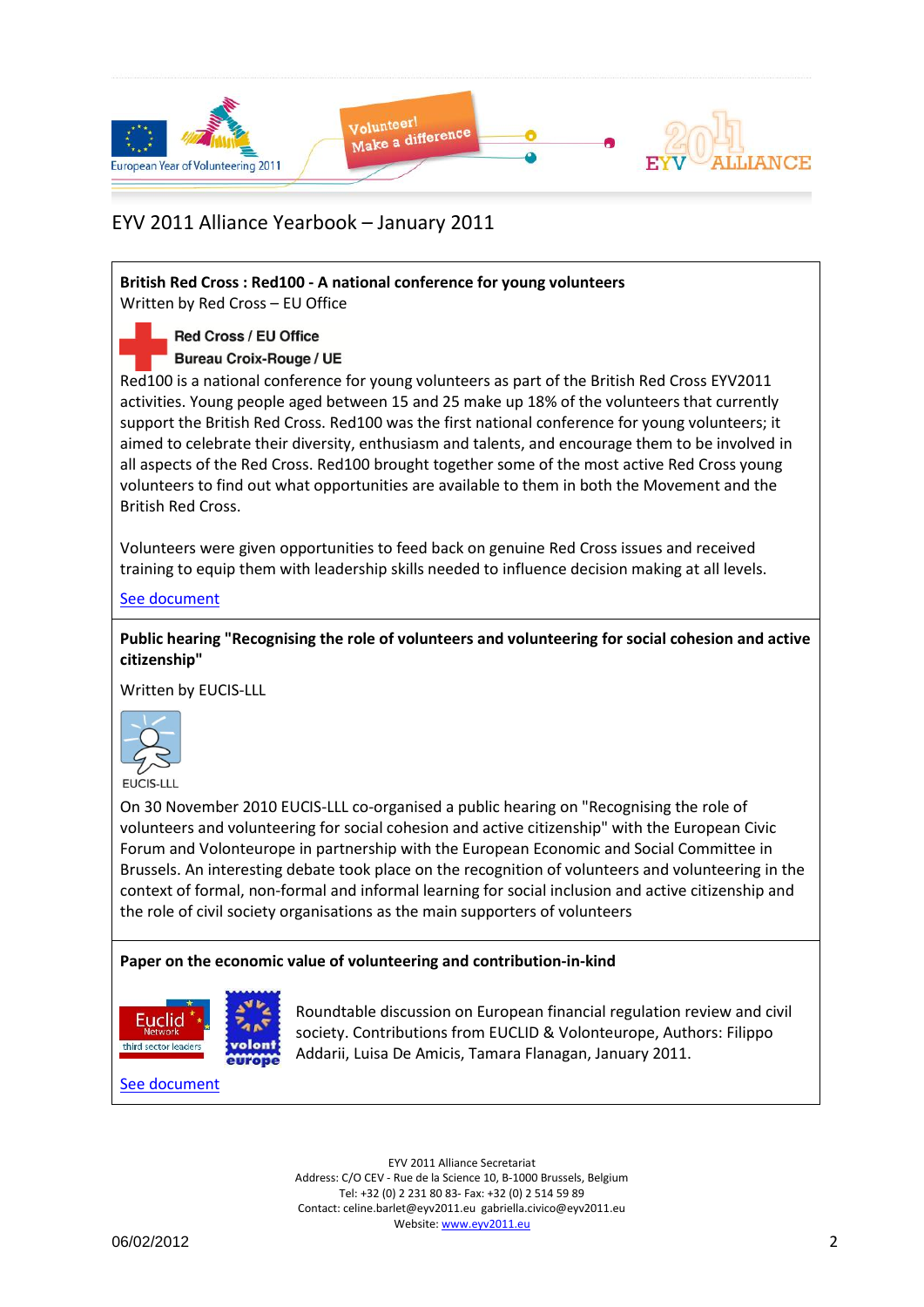EYV 2011 Alliance Yearbook – January 2011

**British Red Cross : Red100 - A national conference for young volunteers**
Written by Red Cross – EU Office

Red Cross / EU Office
Bureau Croix-Rouge / UE

Red100 is a national conference for young volunteers as part of the British Red Cross EYV2011 activities. Young people aged between 15 and 25 make up 18% of the volunteers that currently support the British Red Cross. Red100 was the first national conference for young volunteers; it aimed to celebrate their diversity, enthusiasm and talents, and encourage them to be involved in all aspects of the Red Cross. Red100 brought together some of the most active Red Cross young volunteers to find out what opportunities are available to them in both the Movement and the British Red Cross.

Volunteers were given opportunities to feed back on genuine Red Cross issues and received training to equip them with leadership skills needed to influence decision making at all levels.

See document

**Public hearing "Recognising the role of volunteers and volunteering for social cohesion and active citizenship"**

Written by EUCIS-LLL

EUCIS-LLL

On 30 November 2010 EUCIS-LLL co-organised a public hearing on "Recognising the role of volunteers and volunteering for social cohesion and active citizenship" with the European Civic Forum and Volonteurope in partnership with the European Economic and Social Committee in Brussels. An interesting debate took place on the recognition of volunteers and volunteering in the context of formal, non-formal and informal learning for social inclusion and active citizenship and the role of civil society organisations as the main supporters of volunteers

**Paper on the economic value of volunteering and contribution-in-kind**

Roundtable discussion on European financial regulation review and civil society. Contributions from EUCLID & Volonteurope, Authors: Filippo Addarii, Luisa De Amicis, Tamara Flanagan, January 2011.

See document

EYV 2011 Alliance Secretariat
Address: C/O CEV - Rue de la Science 10, B-1000 Brussels, Belgium
Tel: +32 (0) 2 231 80 83- Fax: +32 (0) 2 514 59 89
Contact: celine.barlet@eyv2011.eu gabriella.civico@eyv2011.eu
Website: www.eyv2011.eu

06/02/2012